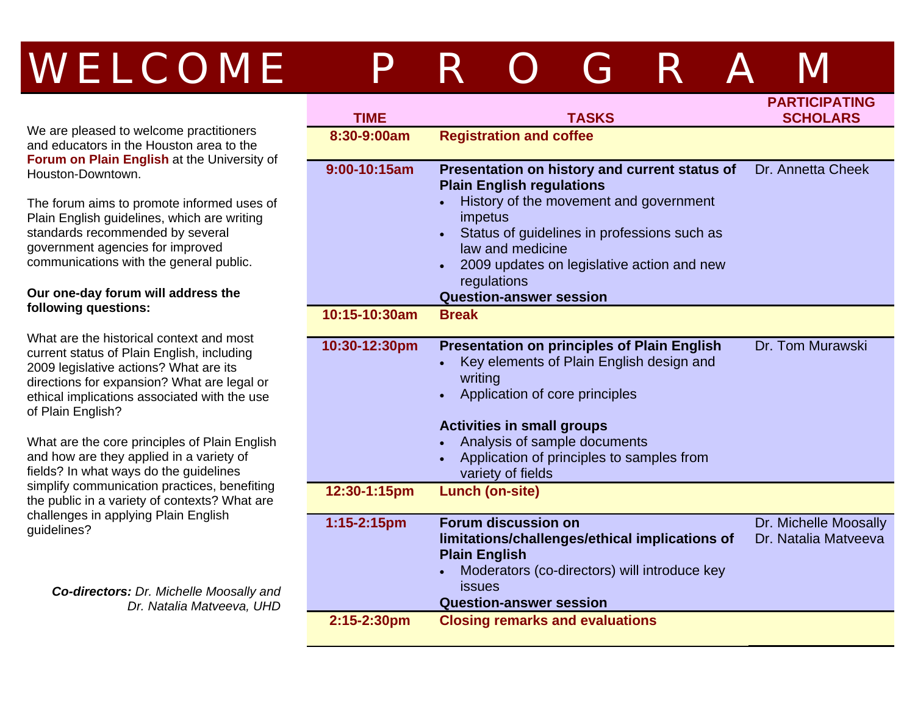# WELCOME PROGRAM

We are pleased to welcome practitioners and educators in the Houston area to the **Forum on Plain English** at the University of Houston-Downtown.

The forum aims to promote informed uses of Plain English guidelines, which are writing standards recommended by several government agencies for improved communications with the general public.

**Our one-day forum will address the following questions:**

What are the historical context and most current status of Plain English, including 2009 legislative actions? What are its directions for expansion? What are legal or ethical implications associated with the use of Plain English?

What are the core principles of Plain English and how are they applied in a variety of fields? In what ways do the guidelines simplify communication practices, benefiting the public in a variety of contexts? What are challenges in applying Plain English guidelines?

***Co-directors:*** *Dr. Michelle Moosally and Dr. Natalia Matveeva, UHD*

| TIME | TASKS | PARTICIPATING SCHOLARS |
|---|---|---|
| **8:30-9:00am** | **Registration and coffee** | |
| **9:00-10:15am** | **Presentation on history and current status of Plain English regulations**<br>• History of the movement and government impetus<br>• Status of guidelines in professions such as law and medicine<br>• 2009 updates on legislative action and new regulations<br>**Question-answer session** | Dr. Annetta Cheek |
| **10:15-10:30am** | **Break** | |
| **10:30-12:30pm** | **Presentation on principles of Plain English**<br>• Key elements of Plain English design and writing<br>• Application of core principles<br><br>**Activities in small groups**<br>• Analysis of sample documents<br>• Application of principles to samples from variety of fields | Dr. Tom Murawski |
| **12:30-1:15pm** | **Lunch (on-site)** | |
| **1:15-2:15pm** | **Forum discussion on limitations/challenges/ethical implications of Plain English**<br>• Moderators (co-directors) will introduce key issues<br>**Question-answer session** | Dr. Michelle Moosally<br>Dr. Natalia Matveeva |
| **2:15-2:30pm** | **Closing remarks and evaluations** | |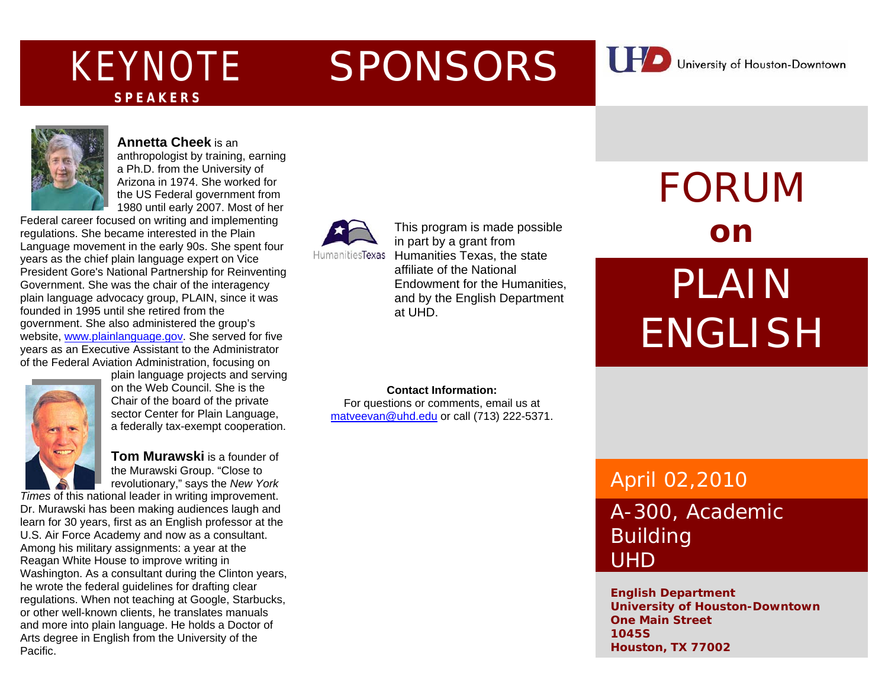# KEYNOTE

## SPEAKERS

**Annetta Cheek** is an anthropologist by training, earning a Ph.D. from the University of Arizona in 1974. She worked for the US Federal government from 1980 until early 2007. Most of her Federal career focused on writing and implementing regulations. She became interested in the Plain Language movement in the early 90s. She spent four years as the chief plain language expert on Vice President Gore's National Partnership for Reinventing Government. She was the chair of the interagency plain language advocacy group, PLAIN, since it was founded in 1995 until she retired from the government. She also administered the group's website, www.plainlanguage.gov. She served for five years as an Executive Assistant to the Administrator of the Federal Aviation Administration, focusing on plain language projects and serving on the Web Council. She is the Chair of the board of the private sector Center for Plain Language, a federally tax-exempt cooperation.

**Tom Murawski** is a founder of the Murawski Group. "Close to revolutionary," says the *New York Times* of this national leader in writing improvement. Dr. Murawski has been making audiences laugh and learn for 30 years, first as an English professor at the U.S. Air Force Academy and now as a consultant. Among his military assignments: a year at the Reagan White House to improve writing in Washington. As a consultant during the Clinton years, he wrote the federal guidelines for drafting clear regulations. When not teaching at Google, Starbucks, or other well-known clients, he translates manuals and more into plain language. He holds a Doctor of Arts degree in English from the University of the Pacific.

# SPONSORS

HumanitiesTexas

This program is made possible in part by a grant from Humanities Texas, the state affiliate of the National Endowment for the Humanities, and by the English Department at UHD.

**Contact Information:**
For questions or comments, email us at matveevan@uhd.edu or call (713) 222-5371.

UHD University of Houston-Downtown

# FORUM **on** PLAIN ENGLISH

April 02,2010

A-300, Academic Building
UHD

**English Department**
**University of Houston-Downtown**
**One Main Street**
**1045S**
**Houston, TX 77002**